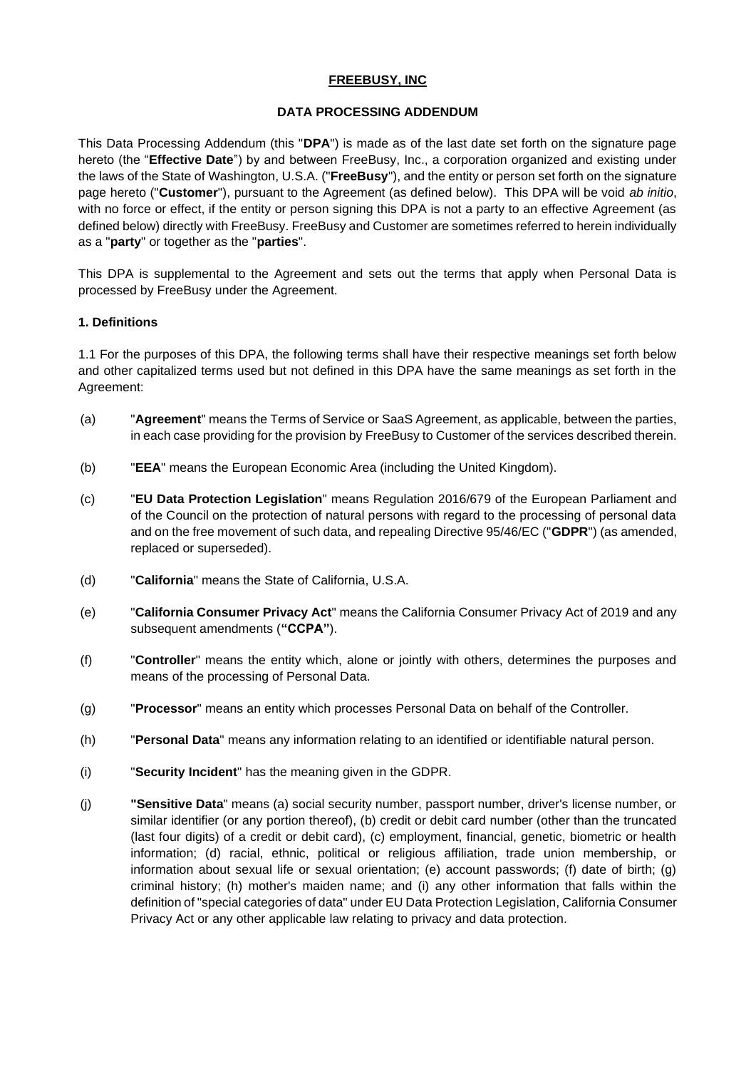# FREEBUSY, INC

## DATA PROCESSING ADDENDUM

This Data Processing Addendum (this "**DPA**") is made as of the last date set forth on the signature page hereto (the "**Effective Date**") by and between FreeBusy, Inc., a corporation organized and existing under the laws of the State of Washington, U.S.A. ("**FreeBusy**"), and the entity or person set forth on the signature page hereto ("**Customer**"), pursuant to the Agreement (as defined below). This DPA will be void *ab initio*, with no force or effect, if the entity or person signing this DPA is not a party to an effective Agreement (as defined below) directly with FreeBusy. FreeBusy and Customer are sometimes referred to herein individually as a "**party**" or together as the "**parties**".

This DPA is supplemental to the Agreement and sets out the terms that apply when Personal Data is processed by FreeBusy under the Agreement.

### 1. Definitions

1.1 For the purposes of this DPA, the following terms shall have their respective meanings set forth below and other capitalized terms used but not defined in this DPA have the same meanings as set forth in the Agreement:

(a) "**Agreement**" means the Terms of Service or SaaS Agreement, as applicable, between the parties, in each case providing for the provision by FreeBusy to Customer of the services described therein.

(b) "**EEA**" means the European Economic Area (including the United Kingdom).

(c) "**EU Data Protection Legislation**" means Regulation 2016/679 of the European Parliament and of the Council on the protection of natural persons with regard to the processing of personal data and on the free movement of such data, and repealing Directive 95/46/EC ("**GDPR**") (as amended, replaced or superseded).

(d) "**California**" means the State of California, U.S.A.

(e) "**California Consumer Privacy Act**" means the California Consumer Privacy Act of 2019 and any subsequent amendments (**"CCPA"**).

(f) "**Controller**" means the entity which, alone or jointly with others, determines the purposes and means of the processing of Personal Data.

(g) "**Processor**" means an entity which processes Personal Data on behalf of the Controller.

(h) "**Personal Data**" means any information relating to an identified or identifiable natural person.

(i) "**Security Incident**" has the meaning given in the GDPR.

(j) **"Sensitive Data**" means (a) social security number, passport number, driver's license number, or similar identifier (or any portion thereof), (b) credit or debit card number (other than the truncated (last four digits) of a credit or debit card), (c) employment, financial, genetic, biometric or health information; (d) racial, ethnic, political or religious affiliation, trade union membership, or information about sexual life or sexual orientation; (e) account passwords; (f) date of birth; (g) criminal history; (h) mother's maiden name; and (i) any other information that falls within the definition of "special categories of data" under EU Data Protection Legislation, California Consumer Privacy Act or any other applicable law relating to privacy and data protection.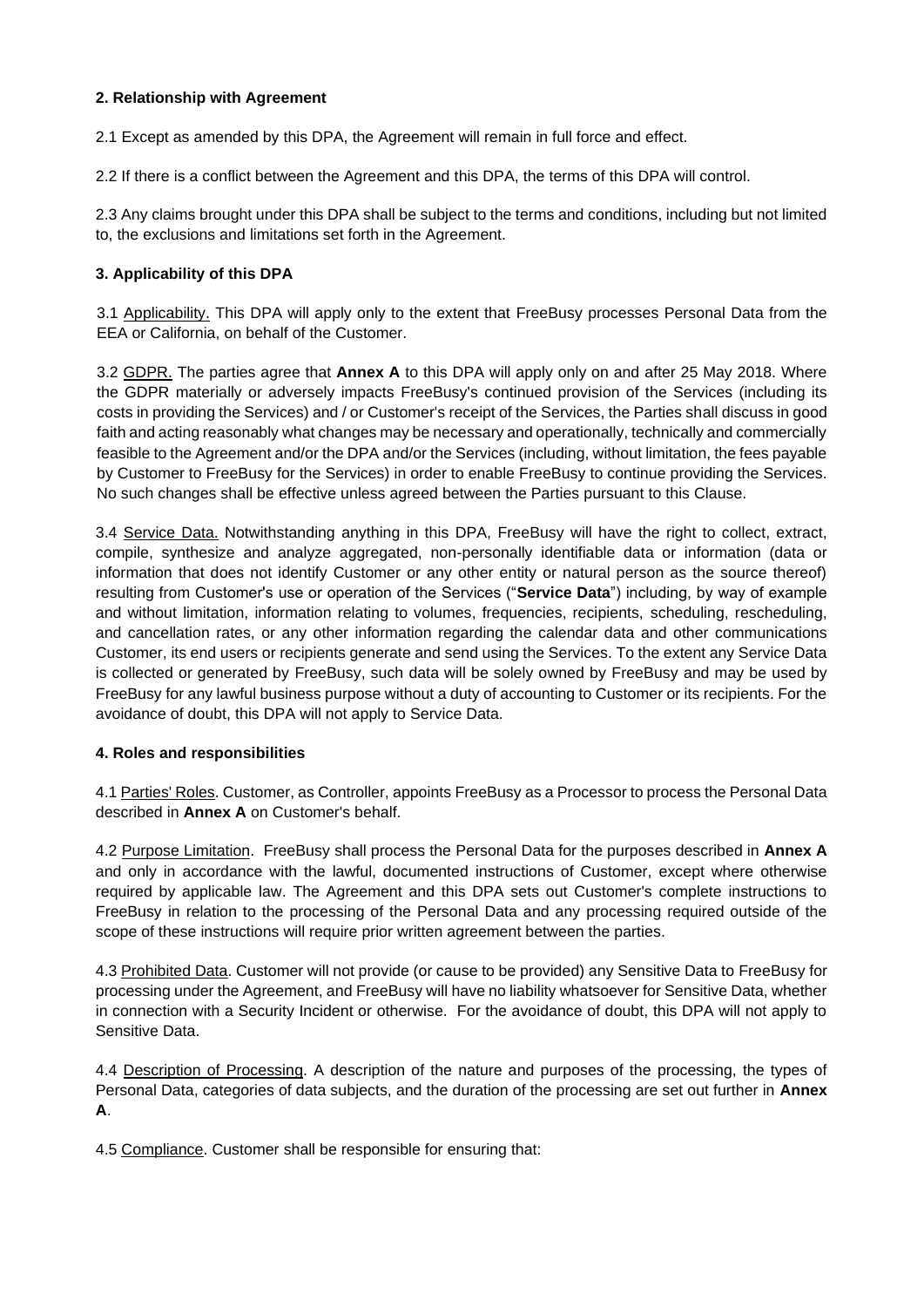## 2. Relationship with Agreement

2.1 Except as amended by this DPA, the Agreement will remain in full force and effect.

2.2 If there is a conflict between the Agreement and this DPA, the terms of this DPA will control.

2.3 Any claims brought under this DPA shall be subject to the terms and conditions, including but not limited to, the exclusions and limitations set forth in the Agreement.

## 3. Applicability of this DPA

3.1 Applicability. This DPA will apply only to the extent that FreeBusy processes Personal Data from the EEA or California, on behalf of the Customer.

3.2 GDPR. The parties agree that **Annex A** to this DPA will apply only on and after 25 May 2018. Where the GDPR materially or adversely impacts FreeBusy's continued provision of the Services (including its costs in providing the Services) and / or Customer's receipt of the Services, the Parties shall discuss in good faith and acting reasonably what changes may be necessary and operationally, technically and commercially feasible to the Agreement and/or the DPA and/or the Services (including, without limitation, the fees payable by Customer to FreeBusy for the Services) in order to enable FreeBusy to continue providing the Services. No such changes shall be effective unless agreed between the Parties pursuant to this Clause.

3.4 Service Data. Notwithstanding anything in this DPA, FreeBusy will have the right to collect, extract, compile, synthesize and analyze aggregated, non-personally identifiable data or information (data or information that does not identify Customer or any other entity or natural person as the source thereof) resulting from Customer's use or operation of the Services ("**Service Data**") including, by way of example and without limitation, information relating to volumes, frequencies, recipients, scheduling, rescheduling, and cancellation rates, or any other information regarding the calendar data and other communications Customer, its end users or recipients generate and send using the Services. To the extent any Service Data is collected or generated by FreeBusy, such data will be solely owned by FreeBusy and may be used by FreeBusy for any lawful business purpose without a duty of accounting to Customer or its recipients. For the avoidance of doubt, this DPA will not apply to Service Data.

## 4. Roles and responsibilities

4.1 Parties' Roles. Customer, as Controller, appoints FreeBusy as a Processor to process the Personal Data described in **Annex A** on Customer's behalf.

4.2 Purpose Limitation. FreeBusy shall process the Personal Data for the purposes described in **Annex A** and only in accordance with the lawful, documented instructions of Customer, except where otherwise required by applicable law. The Agreement and this DPA sets out Customer's complete instructions to FreeBusy in relation to the processing of the Personal Data and any processing required outside of the scope of these instructions will require prior written agreement between the parties.

4.3 Prohibited Data. Customer will not provide (or cause to be provided) any Sensitive Data to FreeBusy for processing under the Agreement, and FreeBusy will have no liability whatsoever for Sensitive Data, whether in connection with a Security Incident or otherwise. For the avoidance of doubt, this DPA will not apply to Sensitive Data.

4.4 Description of Processing. A description of the nature and purposes of the processing, the types of Personal Data, categories of data subjects, and the duration of the processing are set out further in **Annex A**.

4.5 Compliance. Customer shall be responsible for ensuring that: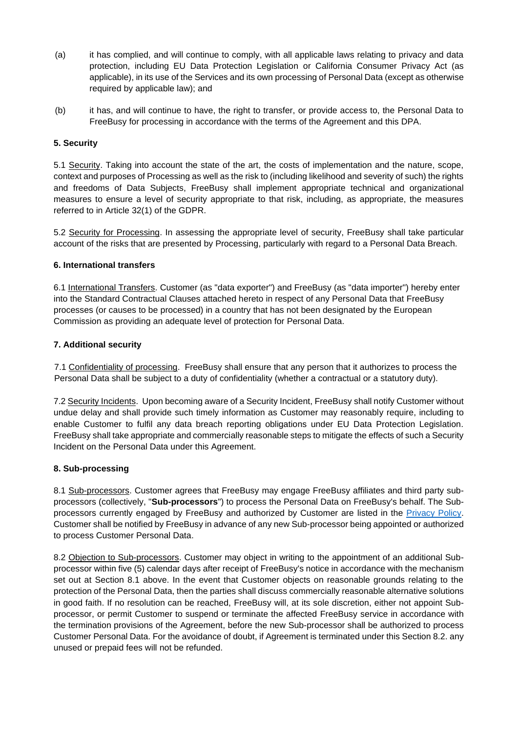(a) it has complied, and will continue to comply, with all applicable laws relating to privacy and data protection, including EU Data Protection Legislation or California Consumer Privacy Act (as applicable), in its use of the Services and its own processing of Personal Data (except as otherwise required by applicable law); and

(b) it has, and will continue to have, the right to transfer, or provide access to, the Personal Data to FreeBusy for processing in accordance with the terms of the Agreement and this DPA.

**5. Security**

5.1 Security. Taking into account the state of the art, the costs of implementation and the nature, scope, context and purposes of Processing as well as the risk to (including likelihood and severity of such) the rights and freedoms of Data Subjects, FreeBusy shall implement appropriate technical and organizational measures to ensure a level of security appropriate to that risk, including, as appropriate, the measures referred to in Article 32(1) of the GDPR.

5.2 Security for Processing. In assessing the appropriate level of security, FreeBusy shall take particular account of the risks that are presented by Processing, particularly with regard to a Personal Data Breach.

**6. International transfers**

6.1 International Transfers. Customer (as "data exporter") and FreeBusy (as "data importer") hereby enter into the Standard Contractual Clauses attached hereto in respect of any Personal Data that FreeBusy processes (or causes to be processed) in a country that has not been designated by the European Commission as providing an adequate level of protection for Personal Data.

**7. Additional security**

7.1 Confidentiality of processing. FreeBusy shall ensure that any person that it authorizes to process the Personal Data shall be subject to a duty of confidentiality (whether a contractual or a statutory duty).

7.2 Security Incidents. Upon becoming aware of a Security Incident, FreeBusy shall notify Customer without undue delay and shall provide such timely information as Customer may reasonably require, including to enable Customer to fulfil any data breach reporting obligations under EU Data Protection Legislation. FreeBusy shall take appropriate and commercially reasonable steps to mitigate the effects of such a Security Incident on the Personal Data under this Agreement.

**8. Sub-processing**

8.1 Sub-processors. Customer agrees that FreeBusy may engage FreeBusy affiliates and third party sub-processors (collectively, "**Sub-processors**") to process the Personal Data on FreeBusy's behalf. The Sub-processors currently engaged by FreeBusy and authorized by Customer are listed in the Privacy Policy. Customer shall be notified by FreeBusy in advance of any new Sub-processor being appointed or authorized to process Customer Personal Data.

8.2 Objection to Sub-processors. Customer may object in writing to the appointment of an additional Sub-processor within five (5) calendar days after receipt of FreeBusy's notice in accordance with the mechanism set out at Section 8.1 above. In the event that Customer objects on reasonable grounds relating to the protection of the Personal Data, then the parties shall discuss commercially reasonable alternative solutions in good faith. If no resolution can be reached, FreeBusy will, at its sole discretion, either not appoint Sub-processor, or permit Customer to suspend or terminate the affected FreeBusy service in accordance with the termination provisions of the Agreement, before the new Sub-processor shall be authorized to process Customer Personal Data. For the avoidance of doubt, if Agreement is terminated under this Section 8.2. any unused or prepaid fees will not be refunded.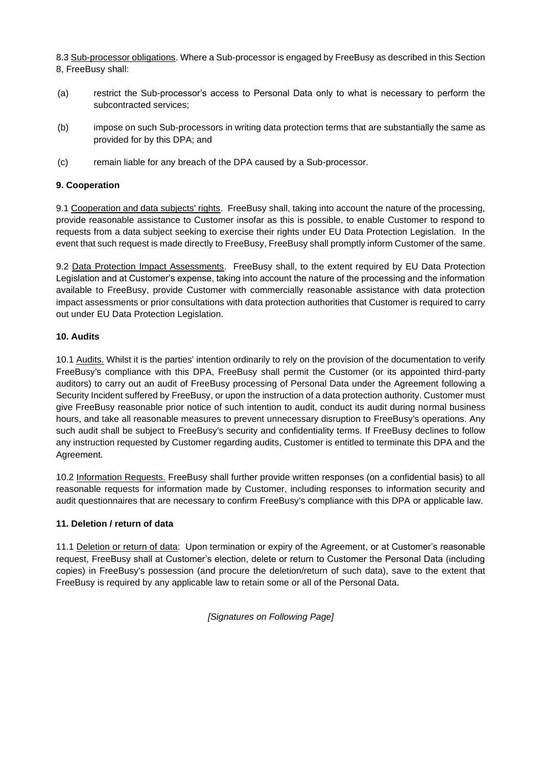8.3 Sub-processor obligations. Where a Sub-processor is engaged by FreeBusy as described in this Section 8, FreeBusy shall:

(a) restrict the Sub-processor's access to Personal Data only to what is necessary to perform the subcontracted services;

(b) impose on such Sub-processors in writing data protection terms that are substantially the same as provided for by this DPA; and

(c) remain liable for any breach of the DPA caused by a Sub-processor.

**9. Cooperation**

9.1 Cooperation and data subjects' rights. FreeBusy shall, taking into account the nature of the processing, provide reasonable assistance to Customer insofar as this is possible, to enable Customer to respond to requests from a data subject seeking to exercise their rights under EU Data Protection Legislation. In the event that such request is made directly to FreeBusy, FreeBusy shall promptly inform Customer of the same.

9.2 Data Protection Impact Assessments. FreeBusy shall, to the extent required by EU Data Protection Legislation and at Customer's expense, taking into account the nature of the processing and the information available to FreeBusy, provide Customer with commercially reasonable assistance with data protection impact assessments or prior consultations with data protection authorities that Customer is required to carry out under EU Data Protection Legislation.

**10. Audits**

10.1 Audits. Whilst it is the parties' intention ordinarily to rely on the provision of the documentation to verify FreeBusy's compliance with this DPA, FreeBusy shall permit the Customer (or its appointed third-party auditors) to carry out an audit of FreeBusy processing of Personal Data under the Agreement following a Security Incident suffered by FreeBusy, or upon the instruction of a data protection authority. Customer must give FreeBusy reasonable prior notice of such intention to audit, conduct its audit during normal business hours, and take all reasonable measures to prevent unnecessary disruption to FreeBusy's operations. Any such audit shall be subject to FreeBusy's security and confidentiality terms. If FreeBusy declines to follow any instruction requested by Customer regarding audits, Customer is entitled to terminate this DPA and the Agreement.

10.2 Information Requests. FreeBusy shall further provide written responses (on a confidential basis) to all reasonable requests for information made by Customer, including responses to information security and audit questionnaires that are necessary to confirm FreeBusy's compliance with this DPA or applicable law.

**11. Deletion / return of data**

11.1 Deletion or return of data: Upon termination or expiry of the Agreement, or at Customer's reasonable request, FreeBusy shall at Customer's election, delete or return to Customer the Personal Data (including copies) in FreeBusy's possession (and procure the deletion/return of such data), save to the extent that FreeBusy is required by any applicable law to retain some or all of the Personal Data.

*[Signatures on Following Page]*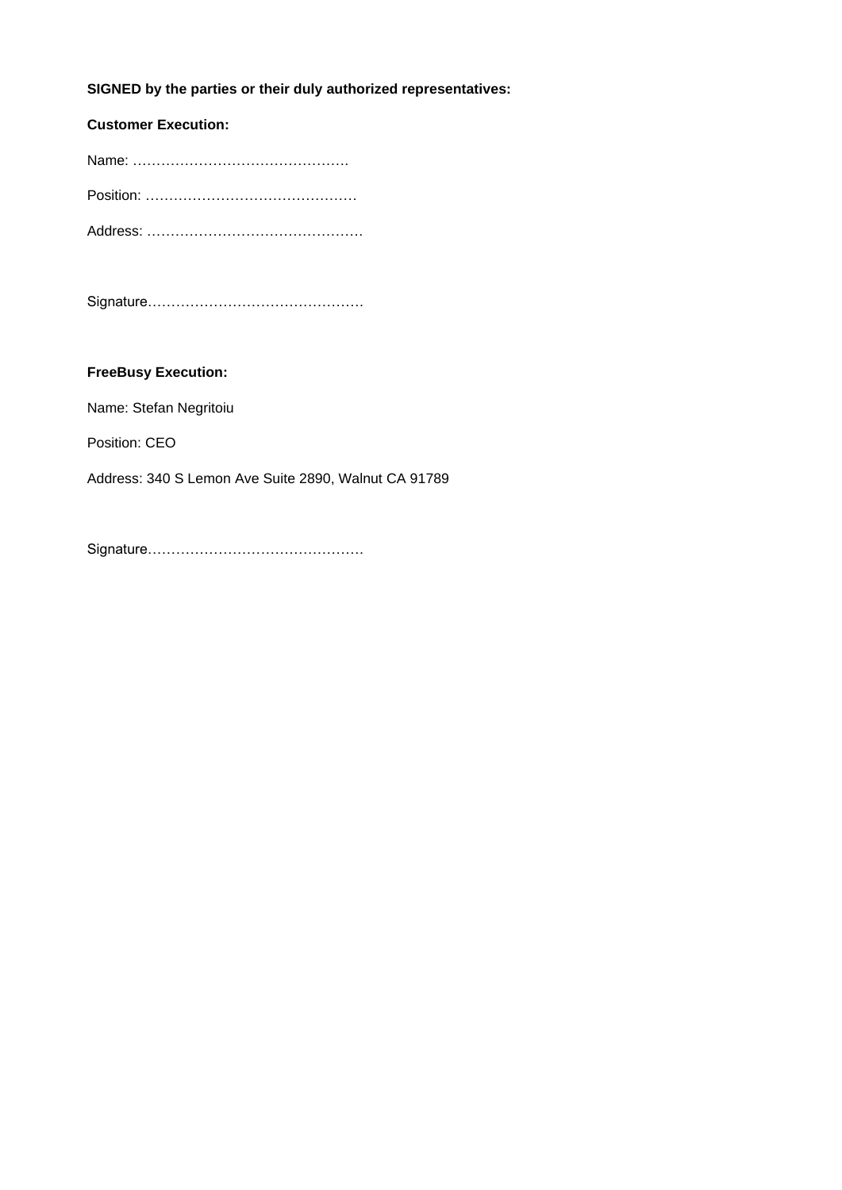**SIGNED by the parties or their duly authorized representatives:**

**Customer Execution:**

Name: ……………………………………….

Position: ……………………………………..

Address: ……………………………………….

Signature……………………………………….

**FreeBusy Execution:**

Name: Stefan Negritoiu

Position: CEO

Address: 340 S Lemon Ave Suite 2890, Walnut CA 91789

Signature……………………………………….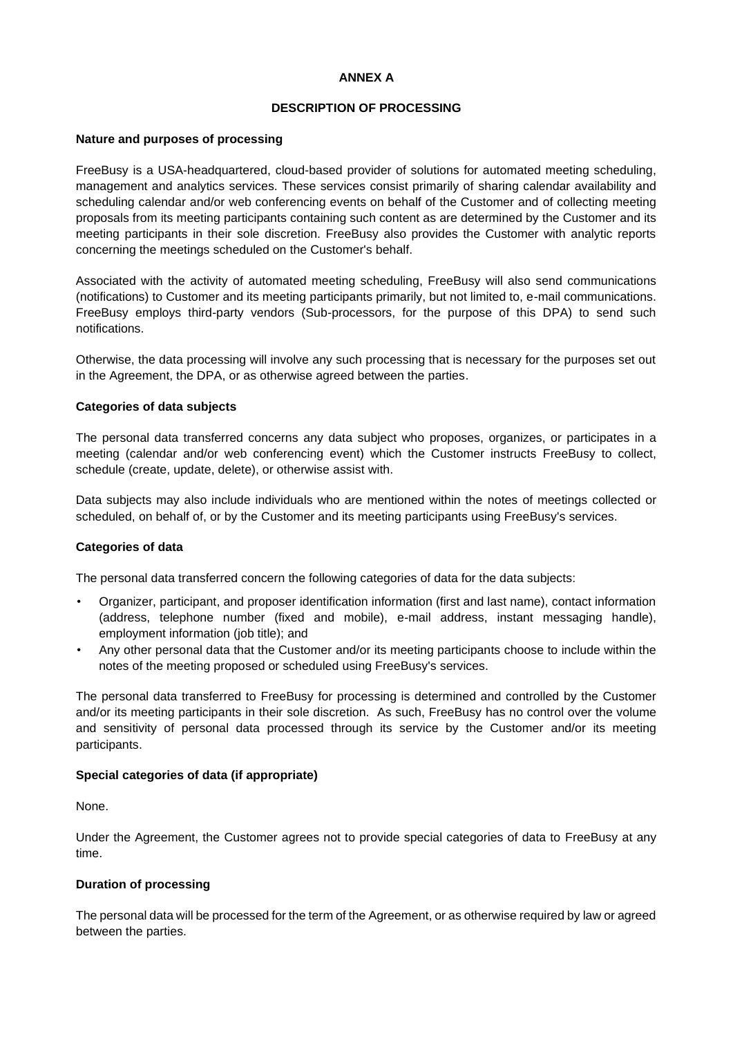# ANNEX A

## DESCRIPTION OF PROCESSING

### Nature and purposes of processing

FreeBusy is a USA-headquartered, cloud-based provider of solutions for automated meeting scheduling, management and analytics services. These services consist primarily of sharing calendar availability and scheduling calendar and/or web conferencing events on behalf of the Customer and of collecting meeting proposals from its meeting participants containing such content as are determined by the Customer and its meeting participants in their sole discretion. FreeBusy also provides the Customer with analytic reports concerning the meetings scheduled on the Customer's behalf.

Associated with the activity of automated meeting scheduling, FreeBusy will also send communications (notifications) to Customer and its meeting participants primarily, but not limited to, e-mail communications. FreeBusy employs third-party vendors (Sub-processors, for the purpose of this DPA) to send such notifications.

Otherwise, the data processing will involve any such processing that is necessary for the purposes set out in the Agreement, the DPA, or as otherwise agreed between the parties.

### Categories of data subjects

The personal data transferred concerns any data subject who proposes, organizes, or participates in a meeting (calendar and/or web conferencing event) which the Customer instructs FreeBusy to collect, schedule (create, update, delete), or otherwise assist with.

Data subjects may also include individuals who are mentioned within the notes of meetings collected or scheduled, on behalf of, or by the Customer and its meeting participants using FreeBusy's services.

### Categories of data

The personal data transferred concern the following categories of data for the data subjects:

- Organizer, participant, and proposer identification information (first and last name), contact information (address, telephone number (fixed and mobile), e-mail address, instant messaging handle), employment information (job title); and
- Any other personal data that the Customer and/or its meeting participants choose to include within the notes of the meeting proposed or scheduled using FreeBusy's services.

The personal data transferred to FreeBusy for processing is determined and controlled by the Customer and/or its meeting participants in their sole discretion. As such, FreeBusy has no control over the volume and sensitivity of personal data processed through its service by the Customer and/or its meeting participants.

### Special categories of data (if appropriate)

None.

Under the Agreement, the Customer agrees not to provide special categories of data to FreeBusy at any time.

### Duration of processing

The personal data will be processed for the term of the Agreement, or as otherwise required by law or agreed between the parties.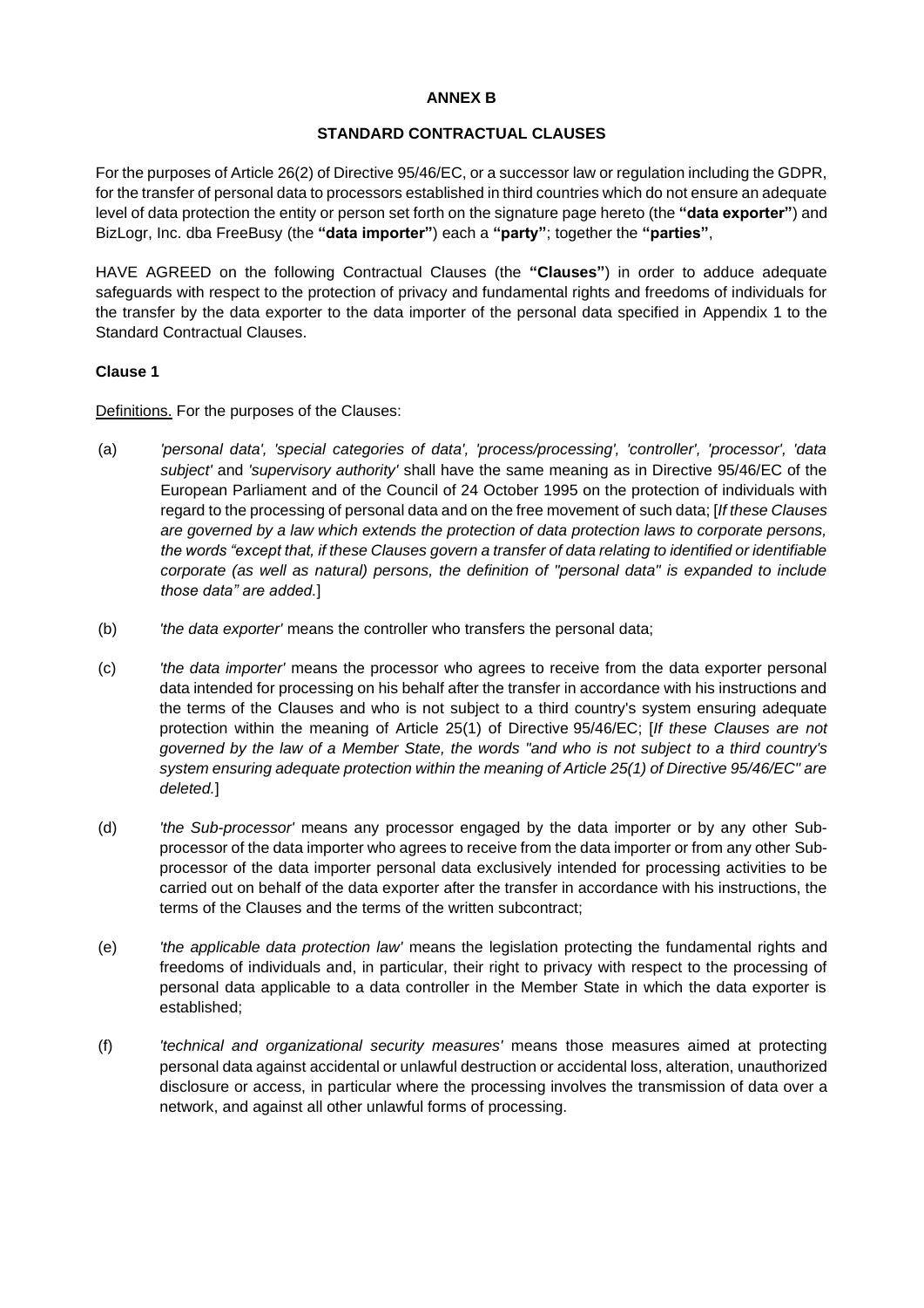**ANNEX B**

**STANDARD CONTRACTUAL CLAUSES**

For the purposes of Article 26(2) of Directive 95/46/EC, or a successor law or regulation including the GDPR, for the transfer of personal data to processors established in third countries which do not ensure an adequate level of data protection the entity or person set forth on the signature page hereto (the **"data exporter"**) and BizLogr, Inc. dba FreeBusy (the **"data importer"**) each a **"party"**; together the **"parties"**,

HAVE AGREED on the following Contractual Clauses (the **"Clauses"**) in order to adduce adequate safeguards with respect to the protection of privacy and fundamental rights and freedoms of individuals for the transfer by the data exporter to the data importer of the personal data specified in Appendix 1 to the Standard Contractual Clauses.

**Clause 1**

Definitions. For the purposes of the Clauses:

(a) *'personal data', 'special categories of data', 'process/processing', 'controller', 'processor', 'data subject'* and *'supervisory authority'* shall have the same meaning as in Directive 95/46/EC of the European Parliament and of the Council of 24 October 1995 on the protection of individuals with regard to the processing of personal data and on the free movement of such data; [*If these Clauses are governed by a law which extends the protection of data protection laws to corporate persons, the words "except that, if these Clauses govern a transfer of data relating to identified or identifiable corporate (as well as natural) persons, the definition of "personal data" is expanded to include those data" are added.*]

(b) *'the data exporter'* means the controller who transfers the personal data;

(c) *'the data importer'* means the processor who agrees to receive from the data exporter personal data intended for processing on his behalf after the transfer in accordance with his instructions and the terms of the Clauses and who is not subject to a third country's system ensuring adequate protection within the meaning of Article 25(1) of Directive 95/46/EC; [*If these Clauses are not governed by the law of a Member State, the words "and who is not subject to a third country's system ensuring adequate protection within the meaning of Article 25(1) of Directive 95/46/EC" are deleted.*]

(d) *'the Sub-processor'* means any processor engaged by the data importer or by any other Sub-processor of the data importer who agrees to receive from the data importer or from any other Sub-processor of the data importer personal data exclusively intended for processing activities to be carried out on behalf of the data exporter after the transfer in accordance with his instructions, the terms of the Clauses and the terms of the written subcontract;

(e) *'the applicable data protection law'* means the legislation protecting the fundamental rights and freedoms of individuals and, in particular, their right to privacy with respect to the processing of personal data applicable to a data controller in the Member State in which the data exporter is established;

(f) *'technical and organizational security measures'* means those measures aimed at protecting personal data against accidental or unlawful destruction or accidental loss, alteration, unauthorized disclosure or access, in particular where the processing involves the transmission of data over a network, and against all other unlawful forms of processing.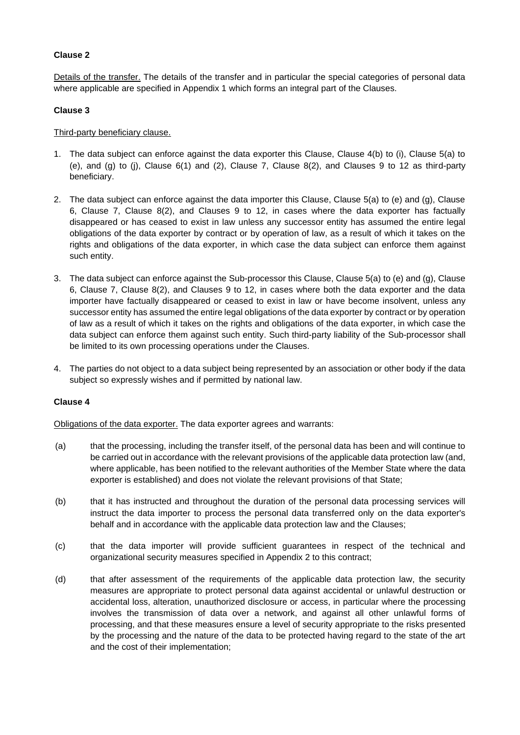**Clause 2**

Details of the transfer. The details of the transfer and in particular the special categories of personal data where applicable are specified in Appendix 1 which forms an integral part of the Clauses.

**Clause 3**

Third-party beneficiary clause.

1. The data subject can enforce against the data exporter this Clause, Clause 4(b) to (i), Clause 5(a) to (e), and (g) to (j), Clause 6(1) and (2), Clause 7, Clause 8(2), and Clauses 9 to 12 as third-party beneficiary.

2. The data subject can enforce against the data importer this Clause, Clause 5(a) to (e) and (g), Clause 6, Clause 7, Clause 8(2), and Clauses 9 to 12, in cases where the data exporter has factually disappeared or has ceased to exist in law unless any successor entity has assumed the entire legal obligations of the data exporter by contract or by operation of law, as a result of which it takes on the rights and obligations of the data exporter, in which case the data subject can enforce them against such entity.

3. The data subject can enforce against the Sub-processor this Clause, Clause 5(a) to (e) and (g), Clause 6, Clause 7, Clause 8(2), and Clauses 9 to 12, in cases where both the data exporter and the data importer have factually disappeared or ceased to exist in law or have become insolvent, unless any successor entity has assumed the entire legal obligations of the data exporter by contract or by operation of law as a result of which it takes on the rights and obligations of the data exporter, in which case the data subject can enforce them against such entity. Such third-party liability of the Sub-processor shall be limited to its own processing operations under the Clauses.

4. The parties do not object to a data subject being represented by an association or other body if the data subject so expressly wishes and if permitted by national law.

**Clause 4**

Obligations of the data exporter. The data exporter agrees and warrants:

(a) that the processing, including the transfer itself, of the personal data has been and will continue to be carried out in accordance with the relevant provisions of the applicable data protection law (and, where applicable, has been notified to the relevant authorities of the Member State where the data exporter is established) and does not violate the relevant provisions of that State;

(b) that it has instructed and throughout the duration of the personal data processing services will instruct the data importer to process the personal data transferred only on the data exporter's behalf and in accordance with the applicable data protection law and the Clauses;

(c) that the data importer will provide sufficient guarantees in respect of the technical and organizational security measures specified in Appendix 2 to this contract;

(d) that after assessment of the requirements of the applicable data protection law, the security measures are appropriate to protect personal data against accidental or unlawful destruction or accidental loss, alteration, unauthorized disclosure or access, in particular where the processing involves the transmission of data over a network, and against all other unlawful forms of processing, and that these measures ensure a level of security appropriate to the risks presented by the processing and the nature of the data to be protected having regard to the state of the art and the cost of their implementation;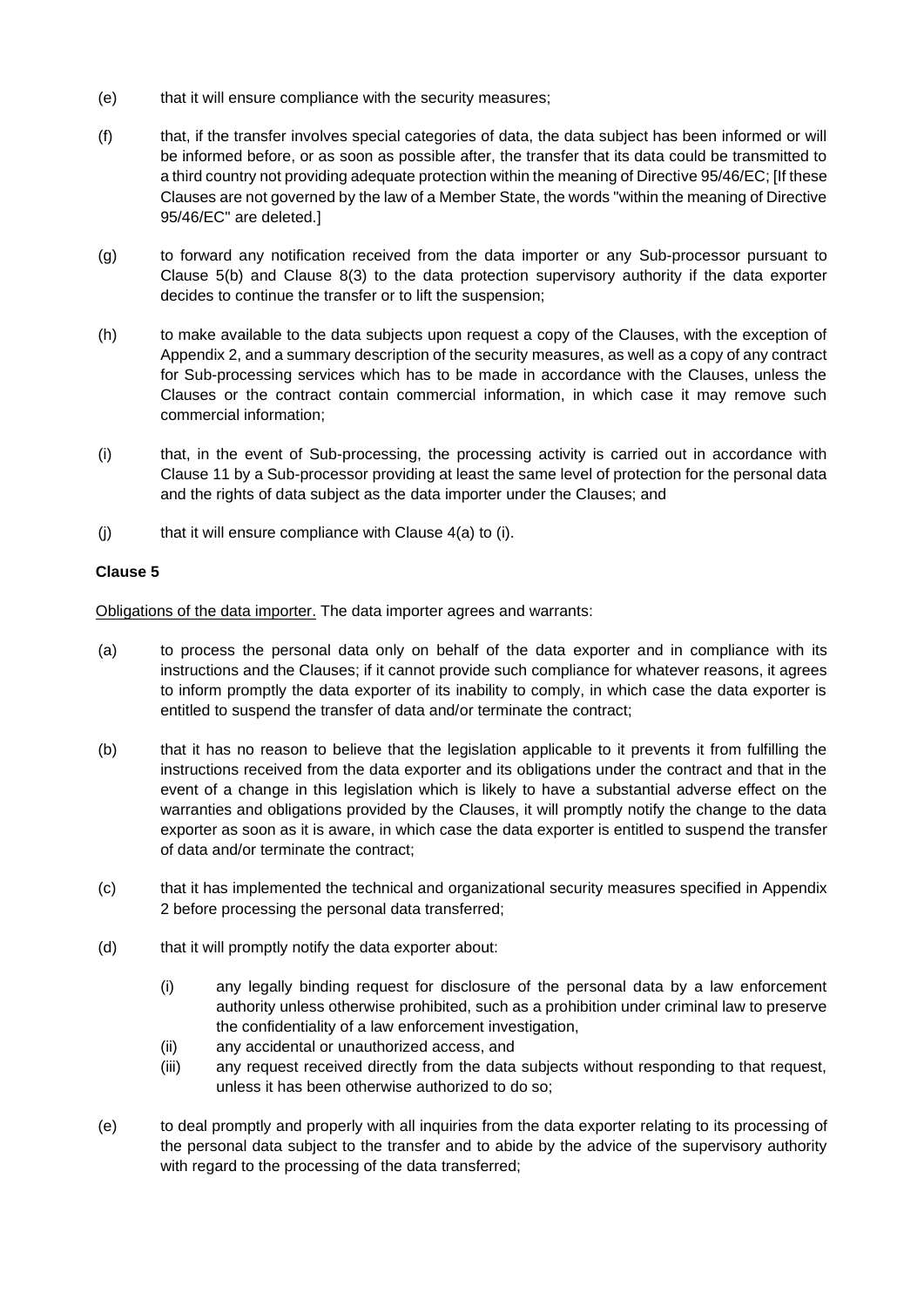(e) that it will ensure compliance with the security measures;

(f) that, if the transfer involves special categories of data, the data subject has been informed or will be informed before, or as soon as possible after, the transfer that its data could be transmitted to a third country not providing adequate protection within the meaning of Directive 95/46/EC; [If these Clauses are not governed by the law of a Member State, the words "within the meaning of Directive 95/46/EC" are deleted.]

(g) to forward any notification received from the data importer or any Sub-processor pursuant to Clause 5(b) and Clause 8(3) to the data protection supervisory authority if the data exporter decides to continue the transfer or to lift the suspension;

(h) to make available to the data subjects upon request a copy of the Clauses, with the exception of Appendix 2, and a summary description of the security measures, as well as a copy of any contract for Sub-processing services which has to be made in accordance with the Clauses, unless the Clauses or the contract contain commercial information, in which case it may remove such commercial information;

(i) that, in the event of Sub-processing, the processing activity is carried out in accordance with Clause 11 by a Sub-processor providing at least the same level of protection for the personal data and the rights of data subject as the data importer under the Clauses; and

(j) that it will ensure compliance with Clause 4(a) to (i).

**Clause 5**

Obligations of the data importer. The data importer agrees and warrants:

(a) to process the personal data only on behalf of the data exporter and in compliance with its instructions and the Clauses; if it cannot provide such compliance for whatever reasons, it agrees to inform promptly the data exporter of its inability to comply, in which case the data exporter is entitled to suspend the transfer of data and/or terminate the contract;

(b) that it has no reason to believe that the legislation applicable to it prevents it from fulfilling the instructions received from the data exporter and its obligations under the contract and that in the event of a change in this legislation which is likely to have a substantial adverse effect on the warranties and obligations provided by the Clauses, it will promptly notify the change to the data exporter as soon as it is aware, in which case the data exporter is entitled to suspend the transfer of data and/or terminate the contract;

(c) that it has implemented the technical and organizational security measures specified in Appendix 2 before processing the personal data transferred;

(d) that it will promptly notify the data exporter about:

    (i) any legally binding request for disclosure of the personal data by a law enforcement authority unless otherwise prohibited, such as a prohibition under criminal law to preserve the confidentiality of a law enforcement investigation,
    (ii) any accidental or unauthorized access, and
    (iii) any request received directly from the data subjects without responding to that request, unless it has been otherwise authorized to do so;

(e) to deal promptly and properly with all inquiries from the data exporter relating to its processing of the personal data subject to the transfer and to abide by the advice of the supervisory authority with regard to the processing of the data transferred;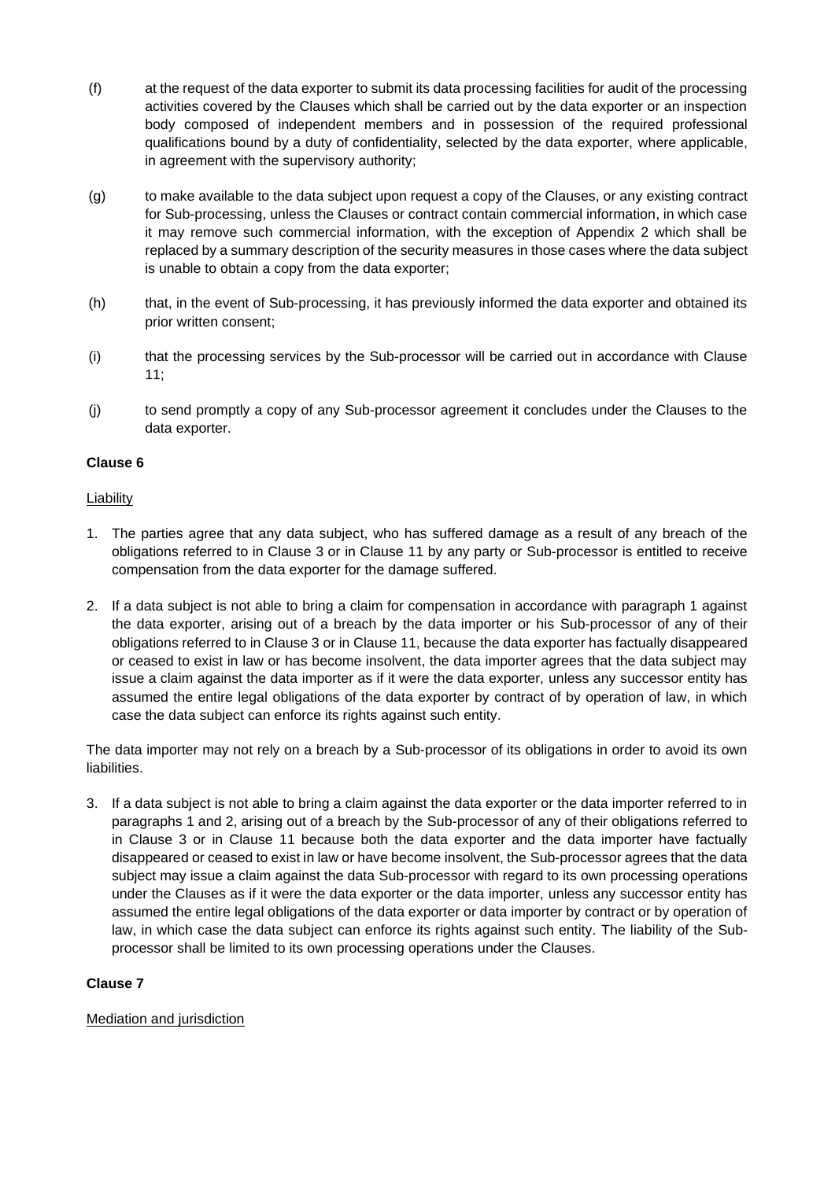(f) at the request of the data exporter to submit its data processing facilities for audit of the processing activities covered by the Clauses which shall be carried out by the data exporter or an inspection body composed of independent members and in possession of the required professional qualifications bound by a duty of confidentiality, selected by the data exporter, where applicable, in agreement with the supervisory authority;

(g) to make available to the data subject upon request a copy of the Clauses, or any existing contract for Sub-processing, unless the Clauses or contract contain commercial information, in which case it may remove such commercial information, with the exception of Appendix 2 which shall be replaced by a summary description of the security measures in those cases where the data subject is unable to obtain a copy from the data exporter;

(h) that, in the event of Sub-processing, it has previously informed the data exporter and obtained its prior written consent;

(i) that the processing services by the Sub-processor will be carried out in accordance with Clause 11;

(j) to send promptly a copy of any Sub-processor agreement it concludes under the Clauses to the data exporter.

**Clause 6**

Liability

1. The parties agree that any data subject, who has suffered damage as a result of any breach of the obligations referred to in Clause 3 or in Clause 11 by any party or Sub-processor is entitled to receive compensation from the data exporter for the damage suffered.

2. If a data subject is not able to bring a claim for compensation in accordance with paragraph 1 against the data exporter, arising out of a breach by the data importer or his Sub-processor of any of their obligations referred to in Clause 3 or in Clause 11, because the data exporter has factually disappeared or ceased to exist in law or has become insolvent, the data importer agrees that the data subject may issue a claim against the data importer as if it were the data exporter, unless any successor entity has assumed the entire legal obligations of the data exporter by contract of by operation of law, in which case the data subject can enforce its rights against such entity.

The data importer may not rely on a breach by a Sub-processor of its obligations in order to avoid its own liabilities.

3. If a data subject is not able to bring a claim against the data exporter or the data importer referred to in paragraphs 1 and 2, arising out of a breach by the Sub-processor of any of their obligations referred to in Clause 3 or in Clause 11 because both the data exporter and the data importer have factually disappeared or ceased to exist in law or have become insolvent, the Sub-processor agrees that the data subject may issue a claim against the data Sub-processor with regard to its own processing operations under the Clauses as if it were the data exporter or the data importer, unless any successor entity has assumed the entire legal obligations of the data exporter or data importer by contract or by operation of law, in which case the data subject can enforce its rights against such entity. The liability of the Sub-processor shall be limited to its own processing operations under the Clauses.

**Clause 7**

Mediation and jurisdiction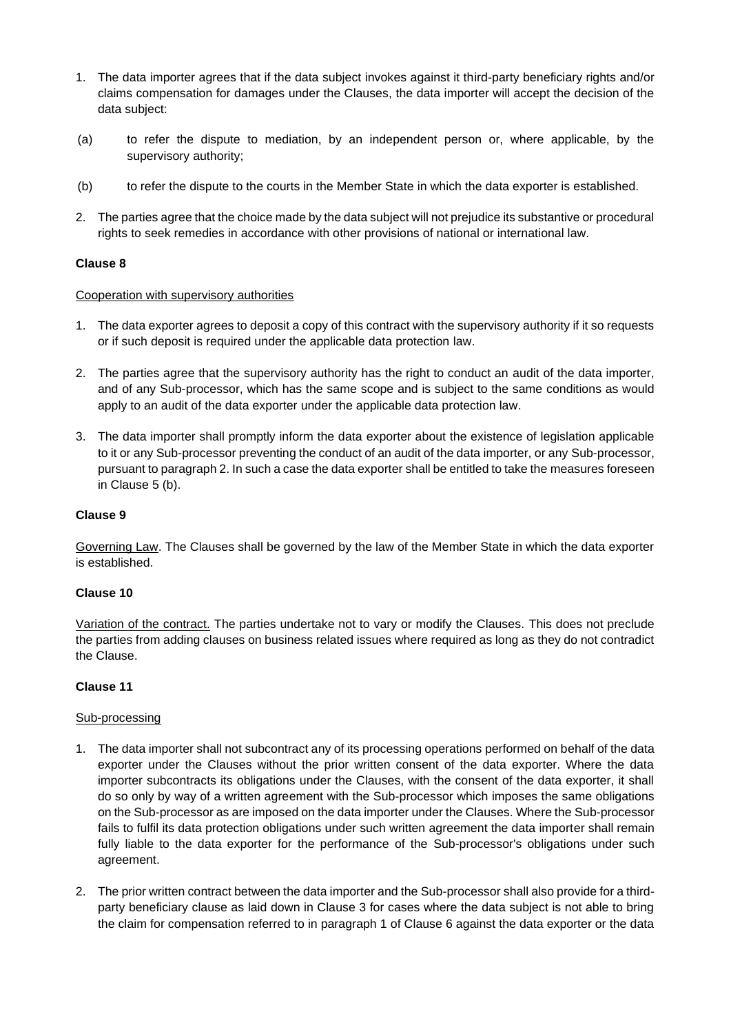1. The data importer agrees that if the data subject invokes against it third-party beneficiary rights and/or claims compensation for damages under the Clauses, the data importer will accept the decision of the data subject:

(a) to refer the dispute to mediation, by an independent person or, where applicable, by the supervisory authority;

(b) to refer the dispute to the courts in the Member State in which the data exporter is established.

2. The parties agree that the choice made by the data subject will not prejudice its substantive or procedural rights to seek remedies in accordance with other provisions of national or international law.

**Clause 8**

Cooperation with supervisory authorities

1. The data exporter agrees to deposit a copy of this contract with the supervisory authority if it so requests or if such deposit is required under the applicable data protection law.

2. The parties agree that the supervisory authority has the right to conduct an audit of the data importer, and of any Sub-processor, which has the same scope and is subject to the same conditions as would apply to an audit of the data exporter under the applicable data protection law.

3. The data importer shall promptly inform the data exporter about the existence of legislation applicable to it or any Sub-processor preventing the conduct of an audit of the data importer, or any Sub-processor, pursuant to paragraph 2. In such a case the data exporter shall be entitled to take the measures foreseen in Clause 5 (b).

**Clause 9**

Governing Law. The Clauses shall be governed by the law of the Member State in which the data exporter is established.

**Clause 10**

Variation of the contract. The parties undertake not to vary or modify the Clauses. This does not preclude the parties from adding clauses on business related issues where required as long as they do not contradict the Clause.

**Clause 11**

Sub-processing

1. The data importer shall not subcontract any of its processing operations performed on behalf of the data exporter under the Clauses without the prior written consent of the data exporter. Where the data importer subcontracts its obligations under the Clauses, with the consent of the data exporter, it shall do so only by way of a written agreement with the Sub-processor which imposes the same obligations on the Sub-processor as are imposed on the data importer under the Clauses. Where the Sub-processor fails to fulfil its data protection obligations under such written agreement the data importer shall remain fully liable to the data exporter for the performance of the Sub-processor's obligations under such agreement.

2. The prior written contract between the data importer and the Sub-processor shall also provide for a third-party beneficiary clause as laid down in Clause 3 for cases where the data subject is not able to bring the claim for compensation referred to in paragraph 1 of Clause 6 against the data exporter or the data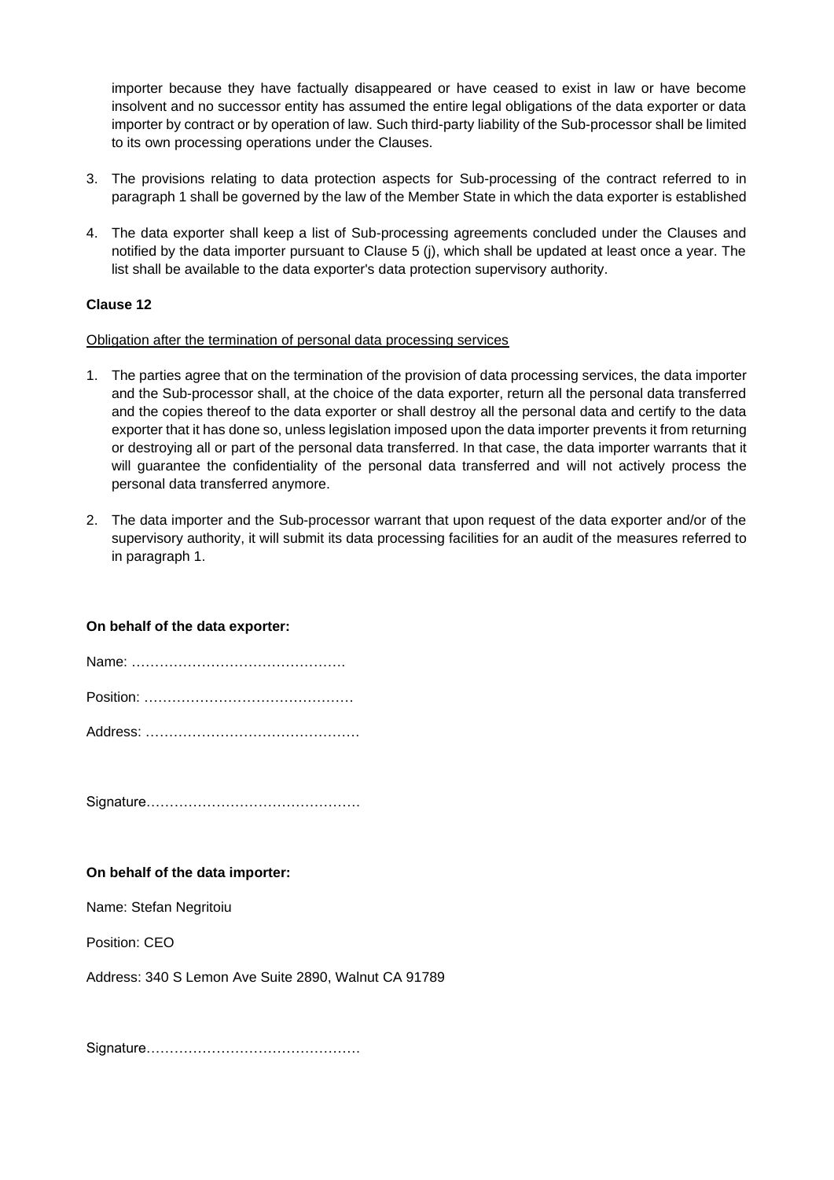importer because they have factually disappeared or have ceased to exist in law or have become insolvent and no successor entity has assumed the entire legal obligations of the data exporter or data importer by contract or by operation of law. Such third-party liability of the Sub-processor shall be limited to its own processing operations under the Clauses.

3. The provisions relating to data protection aspects for Sub-processing of the contract referred to in paragraph 1 shall be governed by the law of the Member State in which the data exporter is established

4. The data exporter shall keep a list of Sub-processing agreements concluded under the Clauses and notified by the data importer pursuant to Clause 5 (j), which shall be updated at least once a year. The list shall be available to the data exporter's data protection supervisory authority.

**Clause 12**

Obligation after the termination of personal data processing services

1. The parties agree that on the termination of the provision of data processing services, the data importer and the Sub-processor shall, at the choice of the data exporter, return all the personal data transferred and the copies thereof to the data exporter or shall destroy all the personal data and certify to the data exporter that it has done so, unless legislation imposed upon the data importer prevents it from returning or destroying all or part of the personal data transferred. In that case, the data importer warrants that it will guarantee the confidentiality of the personal data transferred and will not actively process the personal data transferred anymore.

2. The data importer and the Sub-processor warrant that upon request of the data exporter and/or of the supervisory authority, it will submit its data processing facilities for an audit of the measures referred to in paragraph 1.

**On behalf of the data exporter:**

Name: ………………………………………

Position: ………………………………………

Address: ………………………………………

Signature………………………………………

**On behalf of the data importer:**

Name: Stefan Negritoiu

Position: CEO

Address: 340 S Lemon Ave Suite 2890, Walnut CA 91789

Signature………………………………………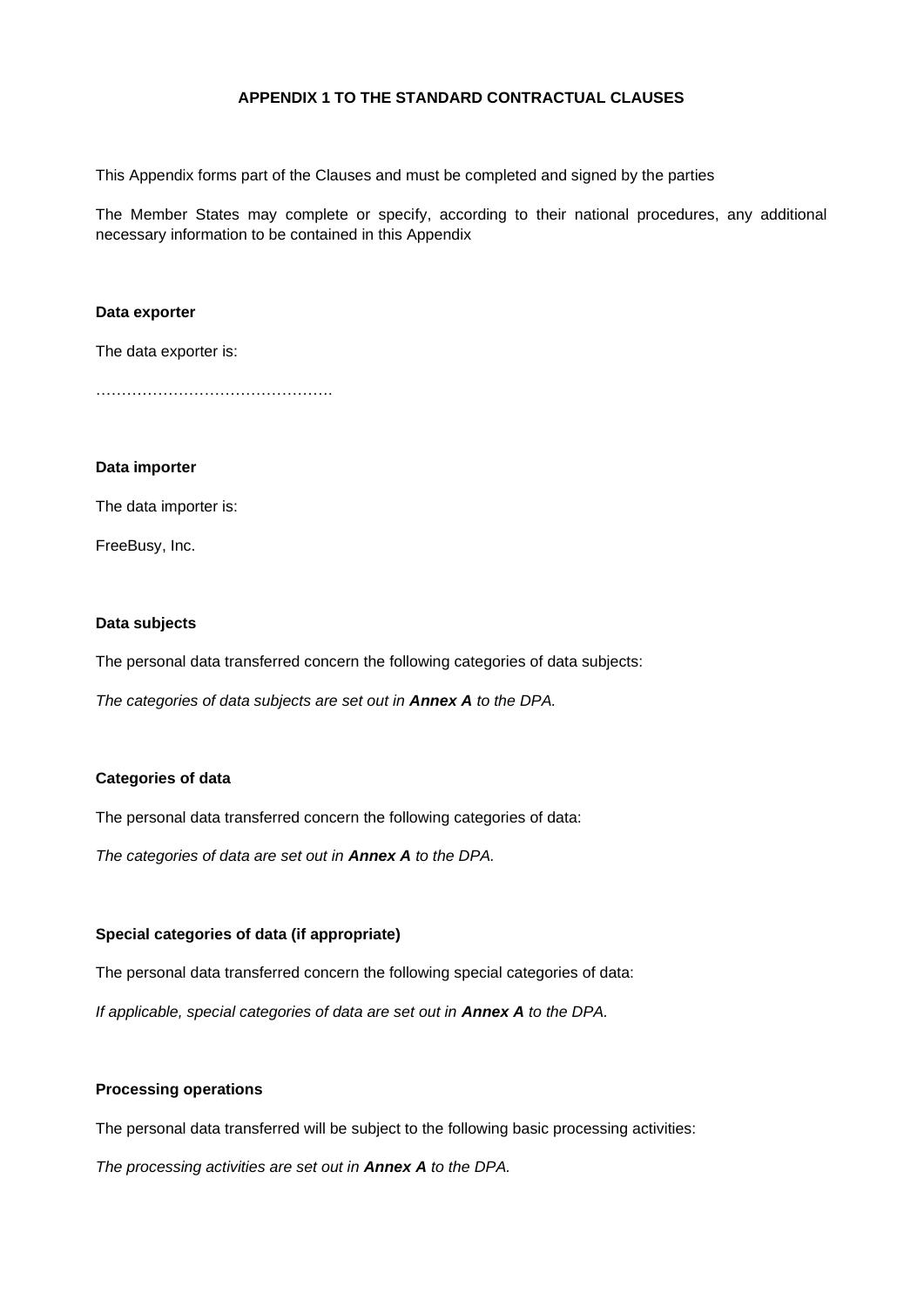# APPENDIX 1 TO THE STANDARD CONTRACTUAL CLAUSES

This Appendix forms part of the Clauses and must be completed and signed by the parties

The Member States may complete or specify, according to their national procedures, any additional necessary information to be contained in this Appendix

**Data exporter**

The data exporter is:

……………………………………….

**Data importer**

The data importer is:

FreeBusy, Inc.

**Data subjects**

The personal data transferred concern the following categories of data subjects:

*The categories of data subjects are set out in **Annex A** to the DPA.*

**Categories of data**

The personal data transferred concern the following categories of data:

*The categories of data are set out in **Annex A** to the DPA.*

**Special categories of data (if appropriate)**

The personal data transferred concern the following special categories of data:

*If applicable, special categories of data are set out in **Annex A** to the DPA.*

**Processing operations**

The personal data transferred will be subject to the following basic processing activities:

*The processing activities are set out in **Annex A** to the DPA.*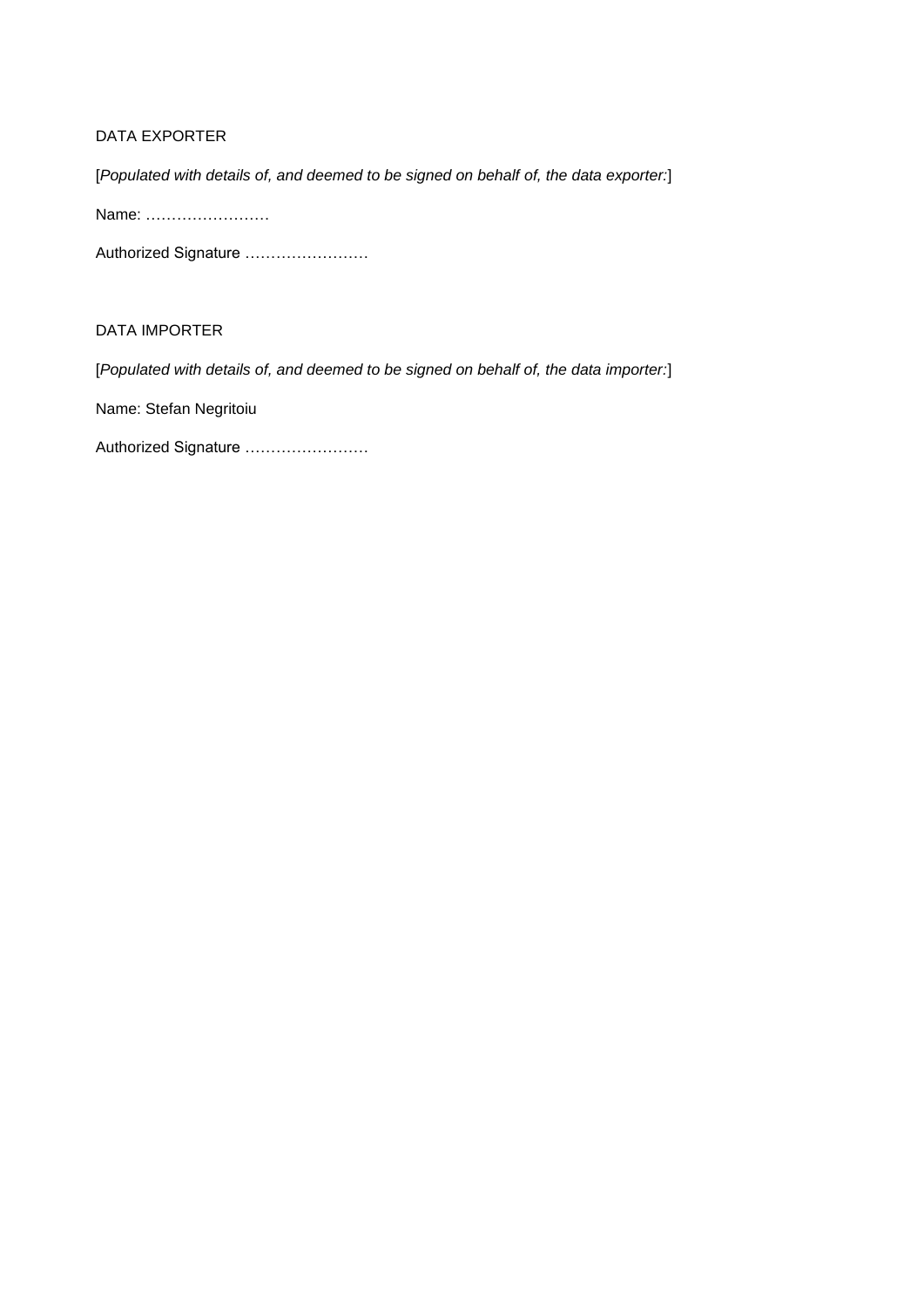DATA EXPORTER

[*Populated with details of, and deemed to be signed on behalf of, the data exporter:*]

Name: ……………………

Authorized Signature ……………………

DATA IMPORTER

[*Populated with details of, and deemed to be signed on behalf of, the data importer:*]

Name: Stefan Negritoiu

Authorized Signature ……………………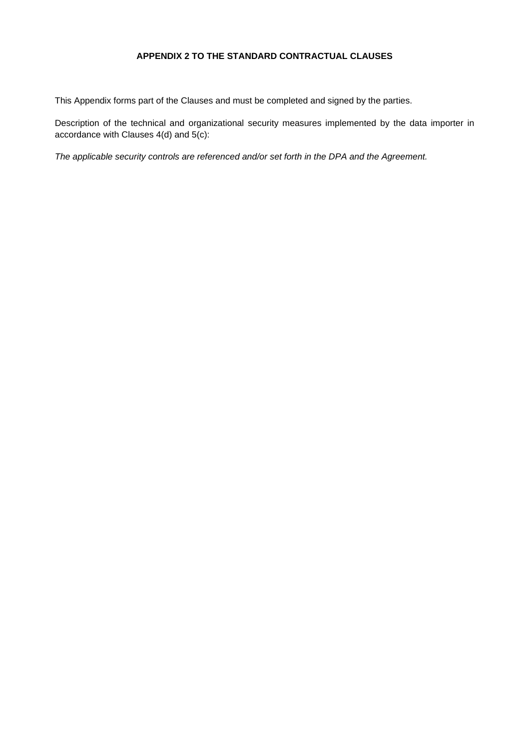**APPENDIX 2 TO THE STANDARD CONTRACTUAL CLAUSES**

This Appendix forms part of the Clauses and must be completed and signed by the parties.

Description of the technical and organizational security measures implemented by the data importer in accordance with Clauses 4(d) and 5(c):

*The applicable security controls are referenced and/or set forth in the DPA and the Agreement.*